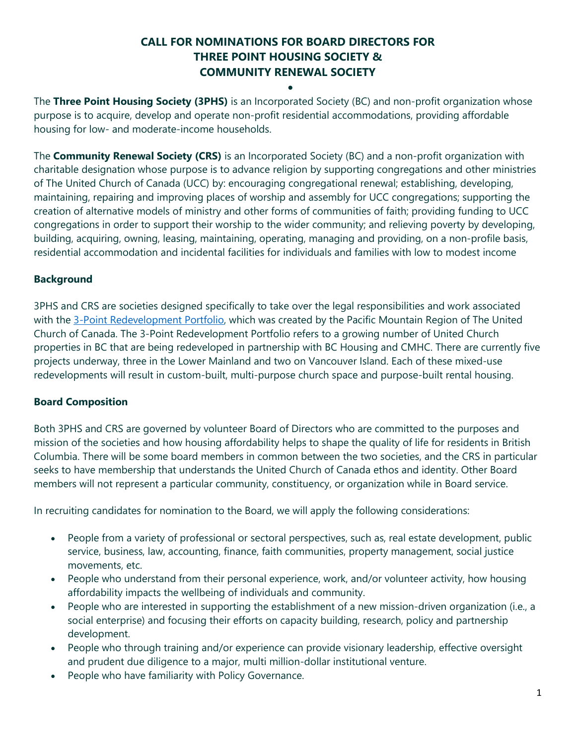# CALL FOR NOMINATIONS FOR BOARD DIRECTORS FOR THREE POINT HOUSING SOCIETY & COMMUNITY RENEWAL SOCIETY

•

The **Three Point Housing Society (3PHS)** is an Incorporated Society (BC) and non-profit organization whose purpose is to acquire, develop and operate non-profit residential accommodations, providing affordable housing for low- and moderate-income households.

The **Community Renewal Society (CRS)** is an Incorporated Society (BC) and a non-profit organization with charitable designation whose purpose is to advance religion by supporting congregations and other ministries of The United Church of Canada (UCC) by: encouraging congregational renewal; establishing, developing, maintaining, repairing and improving places of worship and assembly for UCC congregations; supporting the creation of alternative models of ministry and other forms of communities of faith; providing funding to UCC congregations in order to support their worship to the wider community; and relieving poverty by developing, building, acquiring, owning, leasing, maintaining, operating, managing and providing, on a non-profile basis, residential accommodation and incidental facilities for individuals and families with low to modest income

## Background

3PHS and CRS are societies designed specifically to take over the legal responsibilities and work associated with the 3-Point Redevelopment Portfolio, which was created by the Pacific Mountain Region of The United Church of Canada. The 3-Point Redevelopment Portfolio refers to a growing number of United Church properties in BC that are being redeveloped in partnership with BC Housing and CMHC. There are currently five projects underway, three in the Lower Mainland and two on Vancouver Island. Each of these mixed-use redevelopments will result in custom-built, multi-purpose church space and purpose-built rental housing.

## Board Composition

Both 3PHS and CRS are governed by volunteer Board of Directors who are committed to the purposes and mission of the societies and how housing affordability helps to shape the quality of life for residents in British Columbia. There will be some board members in common between the two societies, and the CRS in particular seeks to have membership that understands the United Church of Canada ethos and identity. Other Board members will not represent a particular community, constituency, or organization while in Board service.

In recruiting candidates for nomination to the Board, we will apply the following considerations:

- People from a variety of professional or sectoral perspectives, such as, real estate development, public service, business, law, accounting, finance, faith communities, property management, social justice movements, etc.
- People who understand from their personal experience, work, and/or volunteer activity, how housing affordability impacts the wellbeing of individuals and community.
- People who are interested in supporting the establishment of a new mission-driven organization (i.e., a social enterprise) and focusing their efforts on capacity building, research, policy and partnership development.
- People who through training and/or experience can provide visionary leadership, effective oversight and prudent due diligence to a major, multi million-dollar institutional venture.
- People who have familiarity with Policy Governance.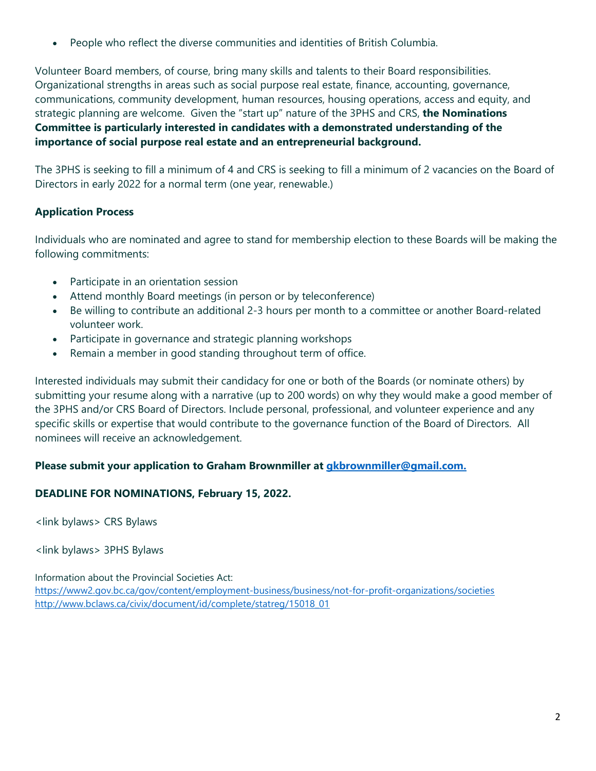- People who reflect the diverse communities and identities of British Columbia.

Volunteer Board members, of course, bring many skills and talents to their Board responsibilities. Organizational strengths in areas such as social purpose real estate, finance, accounting, governance, communications, community development, human resources, housing operations, access and equity, and strategic planning are welcome. Given the "start up" nature of the 3PHS and CRS, **the Nominations Committee is particularly interested in candidates with a demonstrated understanding of the importance of social purpose real estate and an entrepreneurial background.**

The 3PHS is seeking to fill a minimum of 4 and CRS is seeking to fill a minimum of 2 vacancies on the Board of Directors in early 2022 for a normal term (one year, renewable.)

**Application Process**

Individuals who are nominated and agree to stand for membership election to these Boards will be making the following commitments:

- Participate in an orientation session
- Attend monthly Board meetings (in person or by teleconference)
- Be willing to contribute an additional 2-3 hours per month to a committee or another Board-related volunteer work.
- Participate in governance and strategic planning workshops
- Remain a member in good standing throughout term of office.

Interested individuals may submit their candidacy for one or both of the Boards (or nominate others) by submitting your resume along with a narrative (up to 200 words) on why they would make a good member of the 3PHS and/or CRS Board of Directors. Include personal, professional, and volunteer experience and any specific skills or expertise that would contribute to the governance function of the Board of Directors. All nominees will receive an acknowledgement.

**Please submit your application to Graham Brownmiller at [gkbrownmiller@gmail.com.](mailto:gkbrownmiller@gmail.com)**

**DEADLINE FOR NOMINATIONS, February 15, 2022.**

<link bylaws> CRS Bylaws

<link bylaws> 3PHS Bylaws

Information about the Provincial Societies Act:
https://www2.gov.bc.ca/gov/content/employment-business/business/not-for-profit-organizations/societies
http://www.bclaws.ca/civix/document/id/complete/statreg/15018_01